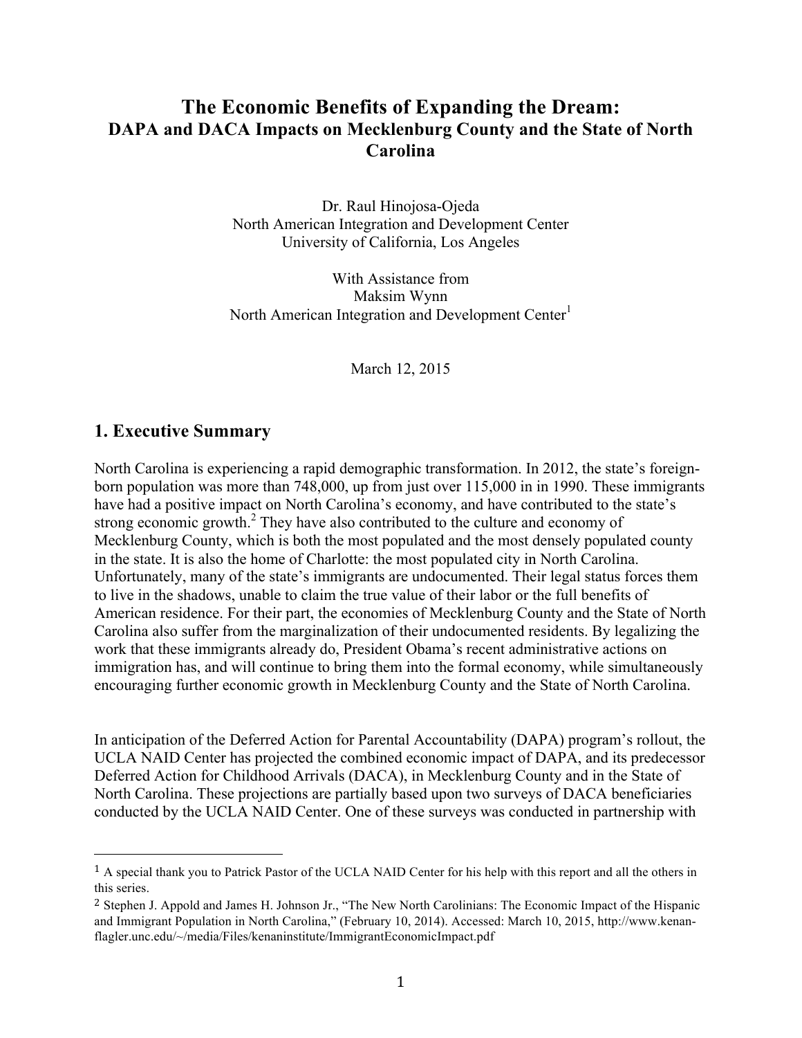# The Economic Benefits of Expanding the Dream:
## DAPA and DACA Impacts on Mecklenburg County and the State of North Carolina

Dr. Raul Hinojosa-Ojeda
North American Integration and Development Center
University of California, Los Angeles

With Assistance from
Maksim Wynn
North American Integration and Development Center[1]

March 12, 2015

## 1. Executive Summary

North Carolina is experiencing a rapid demographic transformation. In 2012, the state's foreign-born population was more than 748,000, up from just over 115,000 in in 1990. These immigrants have had a positive impact on North Carolina's economy, and have contributed to the state's strong economic growth.[2] They have also contributed to the culture and economy of Mecklenburg County, which is both the most populated and the most densely populated county in the state. It is also the home of Charlotte: the most populated city in North Carolina. Unfortunately, many of the state's immigrants are undocumented. Their legal status forces them to live in the shadows, unable to claim the true value of their labor or the full benefits of American residence. For their part, the economies of Mecklenburg County and the State of North Carolina also suffer from the marginalization of their undocumented residents. By legalizing the work that these immigrants already do, President Obama's recent administrative actions on immigration has, and will continue to bring them into the formal economy, while simultaneously encouraging further economic growth in Mecklenburg County and the State of North Carolina.

In anticipation of the Deferred Action for Parental Accountability (DAPA) program's rollout, the UCLA NAID Center has projected the combined economic impact of DAPA, and its predecessor Deferred Action for Childhood Arrivals (DACA), in Mecklenburg County and in the State of North Carolina. These projections are partially based upon two surveys of DACA beneficiaries conducted by the UCLA NAID Center. One of these surveys was conducted in partnership with

---

[1] A special thank you to Patrick Pastor of the UCLA NAID Center for his help with this report and all the others in this series.

[2] Stephen J. Appold and James H. Johnson Jr., "The New North Carolinians: The Economic Impact of the Hispanic and Immigrant Population in North Carolina," (February 10, 2014). Accessed: March 10, 2015, http://www.kenan-flagler.unc.edu/~/media/Files/kenaninstitute/ImmigrantEconomicImpact.pdf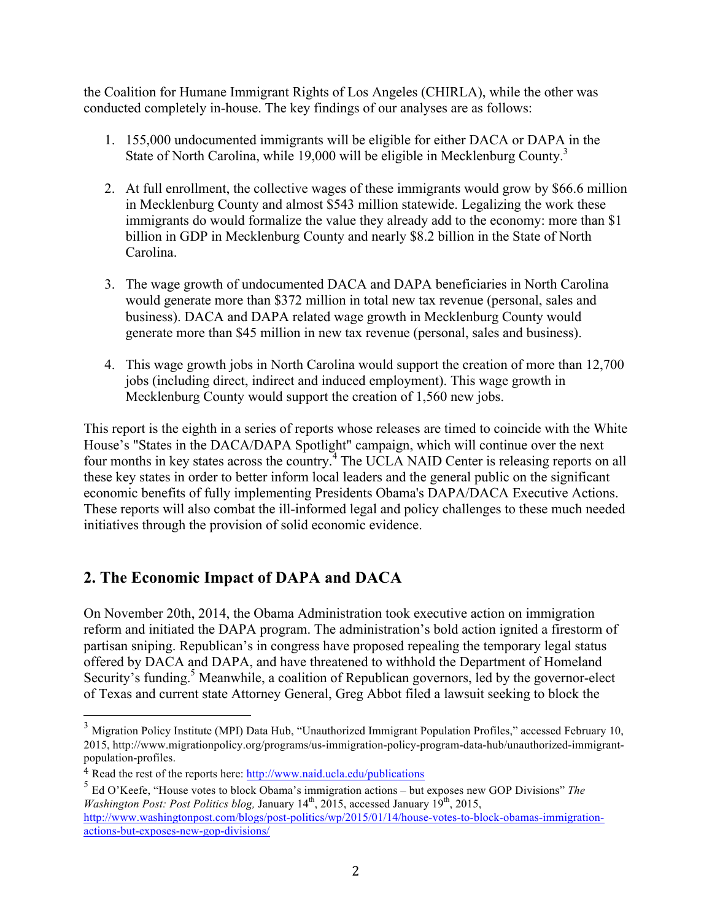the Coalition for Humane Immigrant Rights of Los Angeles (CHIRLA), while the other was conducted completely in-house. The key findings of our analyses are as follows:

1. 155,000 undocumented immigrants will be eligible for either DACA or DAPA in the State of North Carolina, while 19,000 will be eligible in Mecklenburg County.[3]

2. At full enrollment, the collective wages of these immigrants would grow by $66.6 million in Mecklenburg County and almost $543 million statewide. Legalizing the work these immigrants do would formalize the value they already add to the economy: more than $1 billion in GDP in Mecklenburg County and nearly $8.2 billion in the State of North Carolina.

3. The wage growth of undocumented DACA and DAPA beneficiaries in North Carolina would generate more than $372 million in total new tax revenue (personal, sales and business). DACA and DAPA related wage growth in Mecklenburg County would generate more than $45 million in new tax revenue (personal, sales and business).

4. This wage growth jobs in North Carolina would support the creation of more than 12,700 jobs (including direct, indirect and induced employment). This wage growth in Mecklenburg County would support the creation of 1,560 new jobs.

This report is the eighth in a series of reports whose releases are timed to coincide with the White House's "States in the DACA/DAPA Spotlight" campaign, which will continue over the next four months in key states across the country.[4] The UCLA NAID Center is releasing reports on all these key states in order to better inform local leaders and the general public on the significant economic benefits of fully implementing Presidents Obama's DAPA/DACA Executive Actions. These reports will also combat the ill-informed legal and policy challenges to these much needed initiatives through the provision of solid economic evidence.

## 2. The Economic Impact of DAPA and DACA

On November 20th, 2014, the Obama Administration took executive action on immigration reform and initiated the DAPA program. The administration's bold action ignited a firestorm of partisan sniping. Republican's in congress have proposed repealing the temporary legal status offered by DACA and DAPA, and have threatened to withhold the Department of Homeland Security's funding.[5] Meanwhile, a coalition of Republican governors, led by the governor-elect of Texas and current state Attorney General, Greg Abbot filed a lawsuit seeking to block the

---

[3] Migration Policy Institute (MPI) Data Hub, "Unauthorized Immigrant Population Profiles," accessed February 10, 2015, http://www.migrationpolicy.org/programs/us-immigration-policy-program-data-hub/unauthorized-immigrant-population-profiles.

[4] Read the rest of the reports here: http://www.naid.ucla.edu/publications

[5] Ed O'Keefe, "House votes to block Obama's immigration actions – but exposes new GOP Divisions" *The Washington Post: Post Politics blog,* January 14th, 2015, accessed January 19th, 2015, http://www.washingtonpost.com/blogs/post-politics/wp/2015/01/14/house-votes-to-block-obamas-immigration-actions-but-exposes-new-gop-divisions/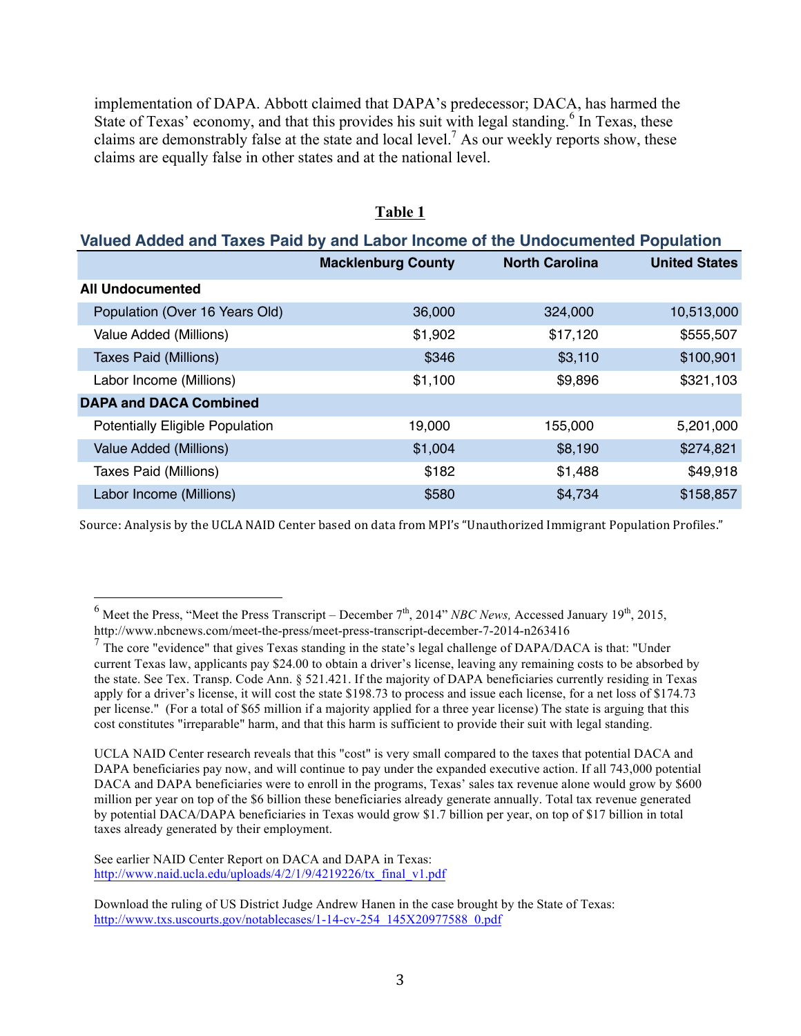implementation of DAPA. Abbott claimed that DAPA's predecessor; DACA, has harmed the State of Texas' economy, and that this provides his suit with legal standing.[6] In Texas, these claims are demonstrably false at the state and local level.[7] As our weekly reports show, these claims are equally false in other states and at the national level.

**Table 1**

**Valued Added and Taxes Paid by and Labor Income of the Undocumented Population**

| | Macklenburg County | North Carolina | United States |
|---|---|---|---|
| **All Undocumented** | | | |
| Population (Over 16 Years Old) | 36,000 | 324,000 | 10,513,000 |
| Value Added (Millions) | $1,902 | $17,120 | $555,507 |
| Taxes Paid (Millions) | $346 | $3,110 | $100,901 |
| Labor Income (Millions) | $1,100 | $9,896 | $321,103 |
| **DAPA and DACA Combined** | | | |
| Potentially Eligible Population | 19,000 | 155,000 | 5,201,000 |
| Value Added (Millions) | $1,004 | $8,190 | $274,821 |
| Taxes Paid (Millions) | $182 | $1,488 | $49,918 |
| Labor Income (Millions) | $580 | $4,734 | $158,857 |

Source: Analysis by the UCLA NAID Center based on data from MPI's "Unauthorized Immigrant Population Profiles."

---

[6] Meet the Press, "Meet the Press Transcript – December 7th, 2014" *NBC News,* Accessed January 19th, 2015, http://www.nbcnews.com/meet-the-press/meet-press-transcript-december-7-2014-n263416

[7] The core "evidence" that gives Texas standing in the state's legal challenge of DAPA/DACA is that: "Under current Texas law, applicants pay $24.00 to obtain a driver's license, leaving any remaining costs to be absorbed by the state. See Tex. Transp. Code Ann. § 521.421. If the majority of DAPA beneficiaries currently residing in Texas apply for a driver's license, it will cost the state $198.73 to process and issue each license, for a net loss of $174.73 per license." (For a total of $65 million if a majority applied for a three year license) The state is arguing that this cost constitutes "irreparable" harm, and that this harm is sufficient to provide their suit with legal standing.

UCLA NAID Center research reveals that this "cost" is very small compared to the taxes that potential DACA and DAPA beneficiaries pay now, and will continue to pay under the expanded executive action. If all 743,000 potential DACA and DAPA beneficiaries were to enroll in the programs, Texas' sales tax revenue alone would grow by $600 million per year on top of the $6 billion these beneficiaries already generate annually. Total tax revenue generated by potential DACA/DAPA beneficiaries in Texas would grow $1.7 billion per year, on top of $17 billion in total taxes already generated by their employment.

See earlier NAID Center Report on DACA and DAPA in Texas: http://www.naid.ucla.edu/uploads/4/2/1/9/4219226/tx_final_v1.pdf

Download the ruling of US District Judge Andrew Hanen in the case brought by the State of Texas: http://www.txs.uscourts.gov/notablecases/1-14-cv-254_145X20977588_0.pdf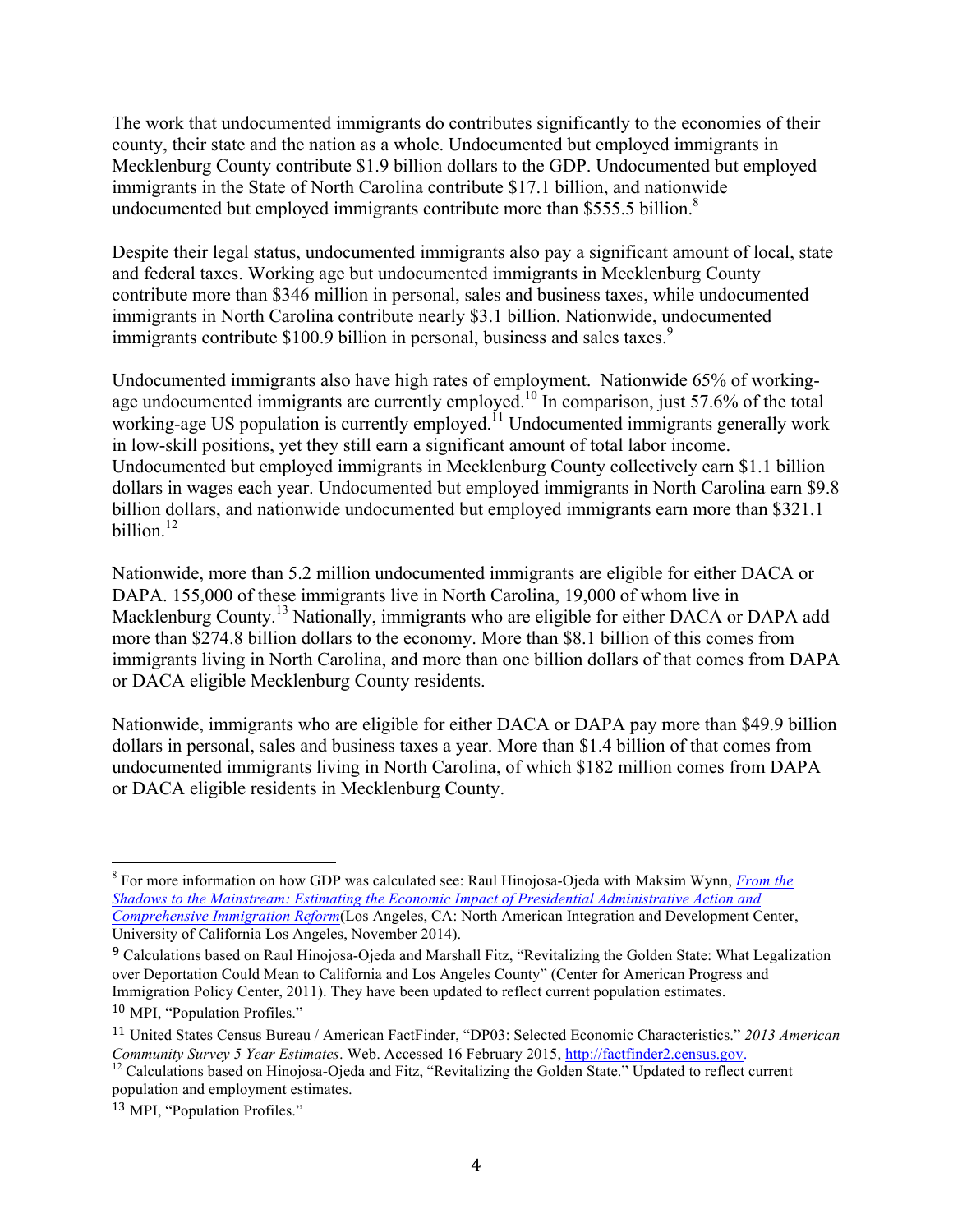The work that undocumented immigrants do contributes significantly to the economies of their county, their state and the nation as a whole. Undocumented but employed immigrants in Mecklenburg County contribute $1.9 billion dollars to the GDP. Undocumented but employed immigrants in the State of North Carolina contribute $17.1 billion, and nationwide undocumented but employed immigrants contribute more than $555.5 billion.[8]

Despite their legal status, undocumented immigrants also pay a significant amount of local, state and federal taxes. Working age but undocumented immigrants in Mecklenburg County contribute more than $346 million in personal, sales and business taxes, while undocumented immigrants in North Carolina contribute nearly $3.1 billion. Nationwide, undocumented immigrants contribute $100.9 billion in personal, business and sales taxes.[9]

Undocumented immigrants also have high rates of employment. Nationwide 65% of working-age undocumented immigrants are currently employed.[10] In comparison, just 57.6% of the total working-age US population is currently employed.[11] Undocumented immigrants generally work in low-skill positions, yet they still earn a significant amount of total labor income. Undocumented but employed immigrants in Mecklenburg County collectively earn $1.1 billion dollars in wages each year. Undocumented but employed immigrants in North Carolina earn $9.8 billion dollars, and nationwide undocumented but employed immigrants earn more than $321.1 billion.[12]

Nationwide, more than 5.2 million undocumented immigrants are eligible for either DACA or DAPA. 155,000 of these immigrants live in North Carolina, 19,000 of whom live in Macklenburg County.[13] Nationally, immigrants who are eligible for either DACA or DAPA add more than $274.8 billion dollars to the economy. More than $8.1 billion of this comes from immigrants living in North Carolina, and more than one billion dollars of that comes from DAPA or DACA eligible Mecklenburg County residents.

Nationwide, immigrants who are eligible for either DACA or DAPA pay more than $49.9 billion dollars in personal, sales and business taxes a year. More than $1.4 billion of that comes from undocumented immigrants living in North Carolina, of which $182 million comes from DAPA or DACA eligible residents in Mecklenburg County.

---

[8] For more information on how GDP was calculated see: Raul Hinojosa-Ojeda with Maksim Wynn, *From the Shadows to the Mainstream: Estimating the Economic Impact of Presidential Administrative Action and Comprehensive Immigration Reform*(Los Angeles, CA: North American Integration and Development Center, University of California Los Angeles, November 2014).

[9] Calculations based on Raul Hinojosa-Ojeda and Marshall Fitz, "Revitalizing the Golden State: What Legalization over Deportation Could Mean to California and Los Angeles County" (Center for American Progress and Immigration Policy Center, 2011). They have been updated to reflect current population estimates.

[10] MPI, "Population Profiles."

[11] United States Census Bureau / American FactFinder, "DP03: Selected Economic Characteristics." *2013 American Community Survey 5 Year Estimates*. Web. Accessed 16 February 2015, http://factfinder2.census.gov.

[12] Calculations based on Hinojosa-Ojeda and Fitz, "Revitalizing the Golden State." Updated to reflect current population and employment estimates.

[13] MPI, "Population Profiles."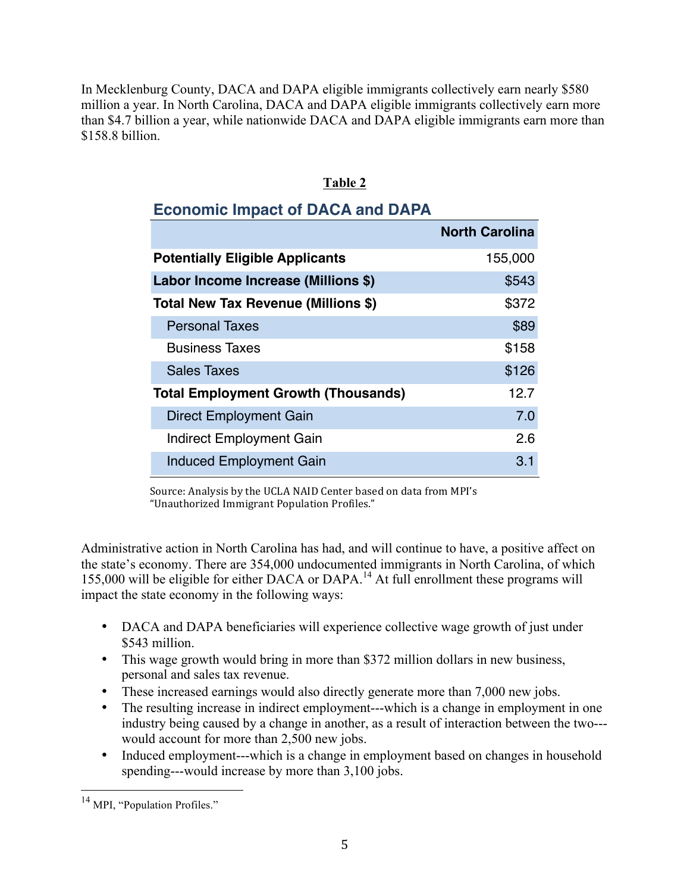In Mecklenburg County, DACA and DAPA eligible immigrants collectively earn nearly $580 million a year. In North Carolina, DACA and DAPA eligible immigrants collectively earn more than $4.7 billion a year, while nationwide DACA and DAPA eligible immigrants earn more than $158.8 billion.

**Table 2**

### Economic Impact of DACA and DAPA

| | North Carolina |
|---|---|
| **Potentially Eligible Applicants** | 155,000 |
| **Labor Income Increase (Millions $)** | $543 |
| **Total New Tax Revenue (Millions $)** | $372 |
| Personal Taxes | $89 |
| Business Taxes | $158 |
| Sales Taxes | $126 |
| **Total Employment Growth (Thousands)** | 12.7 |
| Direct Employment Gain | 7.0 |
| Indirect Employment Gain | 2.6 |
| Induced Employment Gain | 3.1 |

Source: Analysis by the UCLA NAID Center based on data from MPI's "Unauthorized Immigrant Population Profiles."

Administrative action in North Carolina has had, and will continue to have, a positive affect on the state's economy. There are 354,000 undocumented immigrants in North Carolina, of which 155,000 will be eligible for either DACA or DAPA.[14] At full enrollment these programs will impact the state economy in the following ways:

- DACA and DAPA beneficiaries will experience collective wage growth of just under $543 million.
- This wage growth would bring in more than $372 million dollars in new business, personal and sales tax revenue.
- These increased earnings would also directly generate more than 7,000 new jobs.
- The resulting increase in indirect employment---which is a change in employment in one industry being caused by a change in another, as a result of interaction between the two---would account for more than 2,500 new jobs.
- Induced employment---which is a change in employment based on changes in household spending---would increase by more than 3,100 jobs.

[14] MPI, "Population Profiles."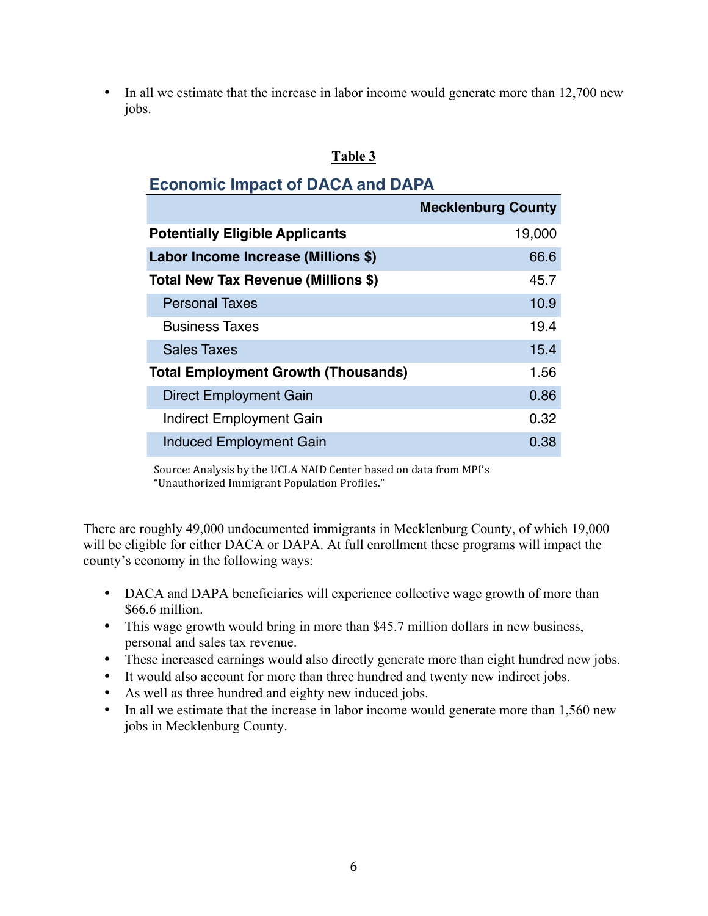- In all we estimate that the increase in labor income would generate more than 12,700 new jobs.

**Table 3**

**Economic Impact of DACA and DAPA**

| | Mecklenburg County |
|---|---|
| **Potentially Eligible Applicants** | 19,000 |
| **Labor Income Increase (Millions $)** | 66.6 |
| **Total New Tax Revenue (Millions $)** | 45.7 |
| Personal Taxes | 10.9 |
| Business Taxes | 19.4 |
| Sales Taxes | 15.4 |
| **Total Employment Growth (Thousands)** | 1.56 |
| Direct Employment Gain | 0.86 |
| Indirect Employment Gain | 0.32 |
| Induced Employment Gain | 0.38 |

Source: Analysis by the UCLA NAID Center based on data from MPI's "Unauthorized Immigrant Population Profiles."

There are roughly 49,000 undocumented immigrants in Mecklenburg County, of which 19,000 will be eligible for either DACA or DAPA. At full enrollment these programs will impact the county's economy in the following ways:

- DACA and DAPA beneficiaries will experience collective wage growth of more than $66.6 million.
- This wage growth would bring in more than $45.7 million dollars in new business, personal and sales tax revenue.
- These increased earnings would also directly generate more than eight hundred new jobs.
- It would also account for more than three hundred and twenty new indirect jobs.
- As well as three hundred and eighty new induced jobs.
- In all we estimate that the increase in labor income would generate more than 1,560 new jobs in Mecklenburg County.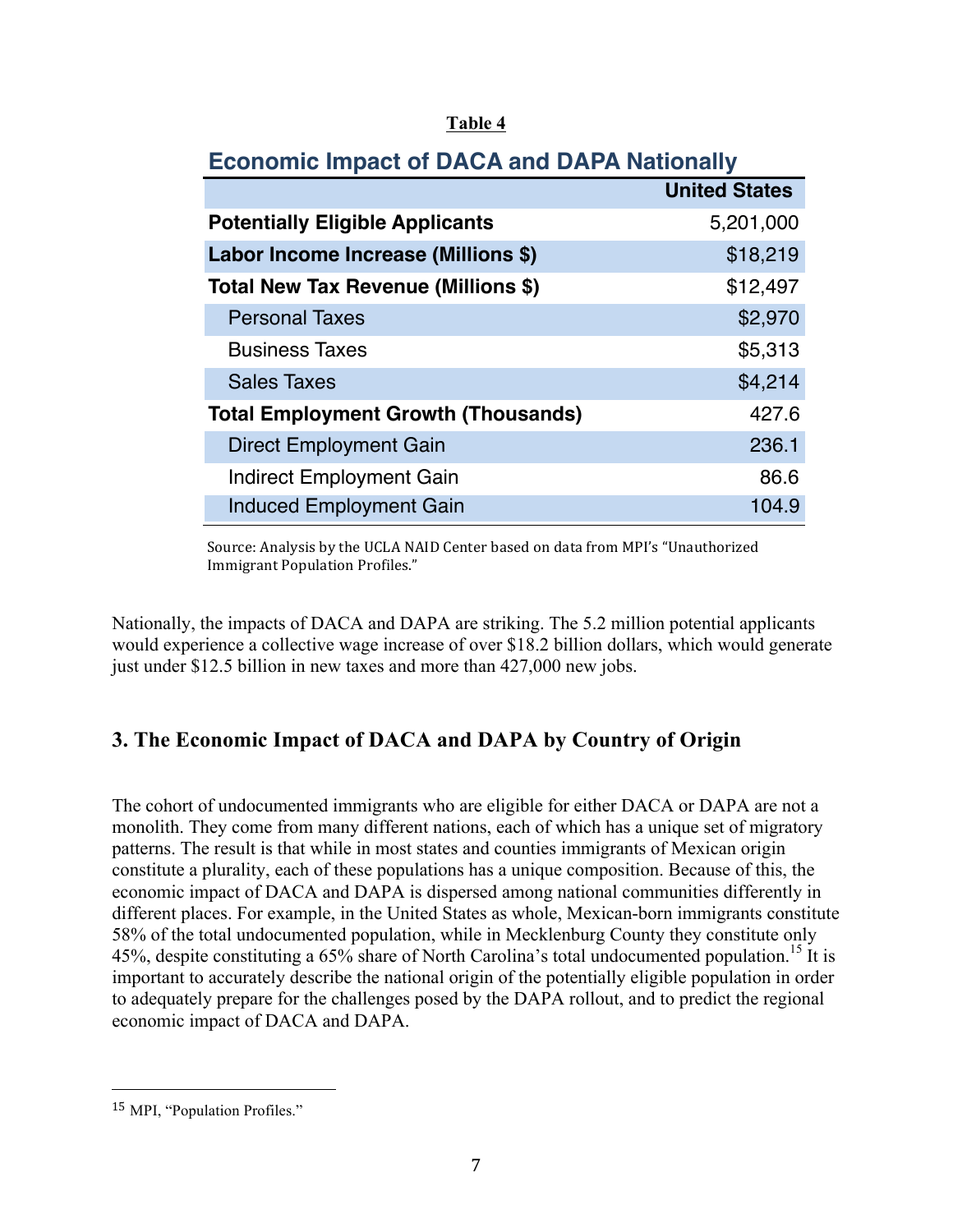**Table 4**

**Economic Impact of DACA and DAPA Nationally**

| | United States |
|---|---|
| **Potentially Eligible Applicants** | 5,201,000 |
| **Labor Income Increase (Millions $)** | $18,219 |
| **Total New Tax Revenue (Millions $)** | $12,497 |
| Personal Taxes | $2,970 |
| Business Taxes | $5,313 |
| Sales Taxes | $4,214 |
| **Total Employment Growth (Thousands)** | 427.6 |
| Direct Employment Gain | 236.1 |
| Indirect Employment Gain | 86.6 |
| Induced Employment Gain | 104.9 |

Source: Analysis by the UCLA NAID Center based on data from MPI's "Unauthorized Immigrant Population Profiles."

Nationally, the impacts of DACA and DAPA are striking. The 5.2 million potential applicants would experience a collective wage increase of over $18.2 billion dollars, which would generate just under $12.5 billion in new taxes and more than 427,000 new jobs.

## 3. The Economic Impact of DACA and DAPA by Country of Origin

The cohort of undocumented immigrants who are eligible for either DACA or DAPA are not a monolith. They come from many different nations, each of which has a unique set of migratory patterns. The result is that while in most states and counties immigrants of Mexican origin constitute a plurality, each of these populations has a unique composition. Because of this, the economic impact of DACA and DAPA is dispersed among national communities differently in different places. For example, in the United States as whole, Mexican-born immigrants constitute 58% of the total undocumented population, while in Mecklenburg County they constitute only 45%, despite constituting a 65% share of North Carolina's total undocumented population.[15] It is important to accurately describe the national origin of the potentially eligible population in order to adequately prepare for the challenges posed by the DAPA rollout, and to predict the regional economic impact of DACA and DAPA.

[15] MPI, "Population Profiles."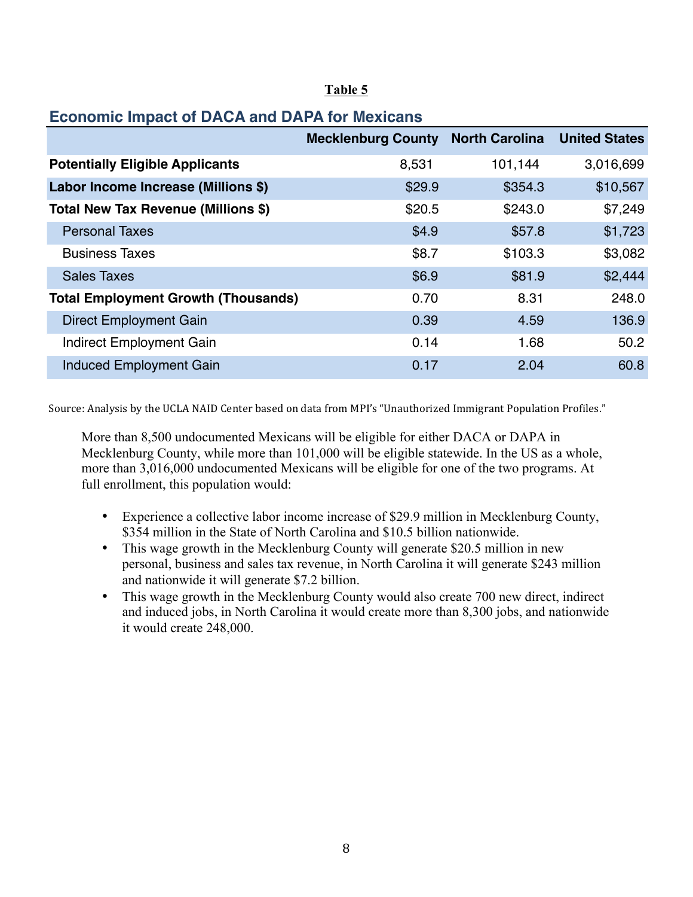**Table 5**

## Economic Impact of DACA and DAPA for Mexicans

| | Mecklenburg County | North Carolina | United States |
|---|---|---|---|
| **Potentially Eligible Applicants** | 8,531 | 101,144 | 3,016,699 |
| **Labor Income Increase (Millions $)** | $29.9 | $354.3 | $10,567 |
| **Total New Tax Revenue (Millions $)** | $20.5 | $243.0 | $7,249 |
| Personal Taxes | $4.9 | $57.8 | $1,723 |
| Business Taxes | $8.7 | $103.3 | $3,082 |
| Sales Taxes | $6.9 | $81.9 | $2,444 |
| **Total Employment Growth (Thousands)** | 0.70 | 8.31 | 248.0 |
| Direct Employment Gain | 0.39 | 4.59 | 136.9 |
| Indirect Employment Gain | 0.14 | 1.68 | 50.2 |
| Induced Employment Gain | 0.17 | 2.04 | 60.8 |

Source: Analysis by the UCLA NAID Center based on data from MPI's "Unauthorized Immigrant Population Profiles."

More than 8,500 undocumented Mexicans will be eligible for either DACA or DAPA in Mecklenburg County, while more than 101,000 will be eligible statewide. In the US as a whole, more than 3,016,000 undocumented Mexicans will be eligible for one of the two programs. At full enrollment, this population would:

- Experience a collective labor income increase of $29.9 million in Mecklenburg County, $354 million in the State of North Carolina and $10.5 billion nationwide.
- This wage growth in the Mecklenburg County will generate $20.5 million in new personal, business and sales tax revenue, in North Carolina it will generate $243 million and nationwide it will generate $7.2 billion.
- This wage growth in the Mecklenburg County would also create 700 new direct, indirect and induced jobs, in North Carolina it would create more than 8,300 jobs, and nationwide it would create 248,000.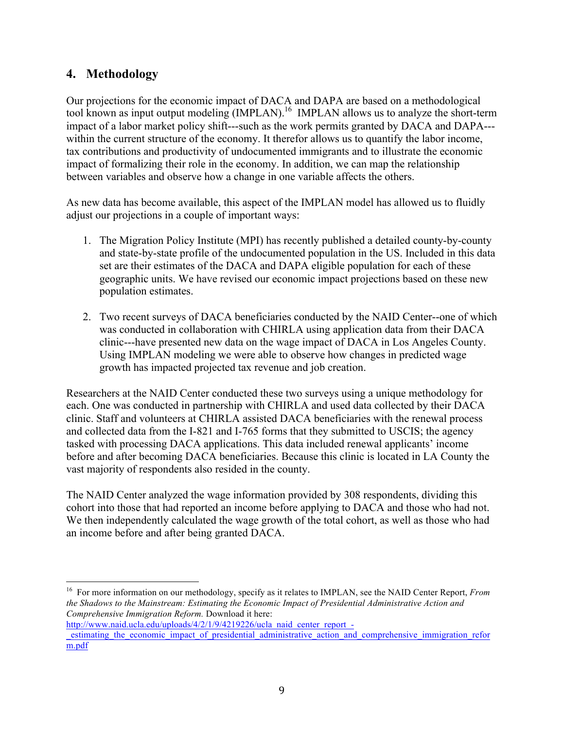## 4. Methodology

Our projections for the economic impact of DACA and DAPA are based on a methodological tool known as input output modeling (IMPLAN).[16] IMPLAN allows us to analyze the short-term impact of a labor market policy shift---such as the work permits granted by DACA and DAPA---within the current structure of the economy. It therefor allows us to quantify the labor income, tax contributions and productivity of undocumented immigrants and to illustrate the economic impact of formalizing their role in the economy. In addition, we can map the relationship between variables and observe how a change in one variable affects the others.

As new data has become available, this aspect of the IMPLAN model has allowed us to fluidly adjust our projections in a couple of important ways:

1. The Migration Policy Institute (MPI) has recently published a detailed county-by-county and state-by-state profile of the undocumented population in the US. Included in this data set are their estimates of the DACA and DAPA eligible population for each of these geographic units. We have revised our economic impact projections based on these new population estimates.

2. Two recent surveys of DACA beneficiaries conducted by the NAID Center--one of which was conducted in collaboration with CHIRLA using application data from their DACA clinic---have presented new data on the wage impact of DACA in Los Angeles County. Using IMPLAN modeling we were able to observe how changes in predicted wage growth has impacted projected tax revenue and job creation.

Researchers at the NAID Center conducted these two surveys using a unique methodology for each. One was conducted in partnership with CHIRLA and used data collected by their DACA clinic. Staff and volunteers at CHIRLA assisted DACA beneficiaries with the renewal process and collected data from the I-821 and I-765 forms that they submitted to USCIS; the agency tasked with processing DACA applications. This data included renewal applicants' income before and after becoming DACA beneficiaries. Because this clinic is located in LA County the vast majority of respondents also resided in the county.

The NAID Center analyzed the wage information provided by 308 respondents, dividing this cohort into those that had reported an income before applying to DACA and those who had not. We then independently calculated the wage growth of the total cohort, as well as those who had an income before and after being granted DACA.

---

[16] For more information on our methodology, specify as it relates to IMPLAN, see the NAID Center Report, *From the Shadows to the Mainstream: Estimating the Economic Impact of Presidential Administrative Action and Comprehensive Immigration Reform.* Download it here: http://www.naid.ucla.edu/uploads/4/2/1/9/4219226/ucla_naid_center_report_-_estimating_the_economic_impact_of_presidential_administrative_action_and_comprehensive_immigration_reform.pdf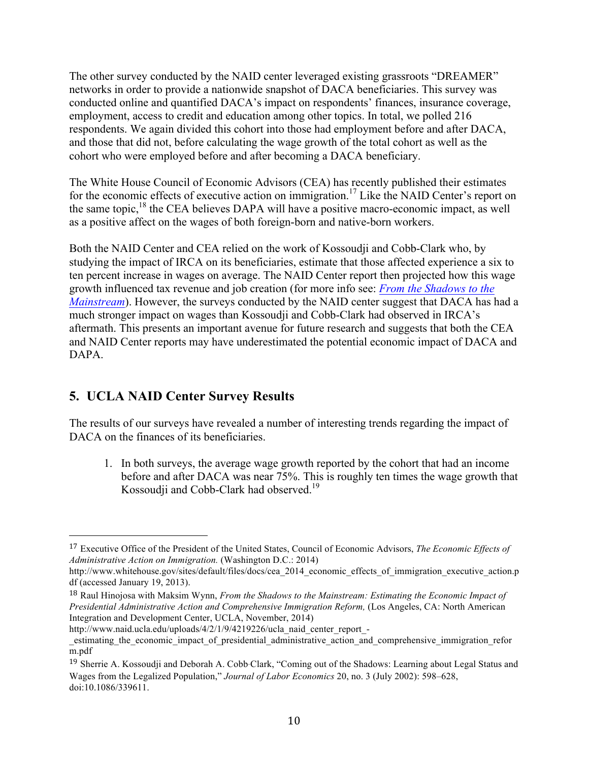The other survey conducted by the NAID center leveraged existing grassroots "DREAMER" networks in order to provide a nationwide snapshot of DACA beneficiaries. This survey was conducted online and quantified DACA's impact on respondents' finances, insurance coverage, employment, access to credit and education among other topics. In total, we polled 216 respondents. We again divided this cohort into those had employment before and after DACA, and those that did not, before calculating the wage growth of the total cohort as well as the cohort who were employed before and after becoming a DACA beneficiary.

The White House Council of Economic Advisors (CEA) has recently published their estimates for the economic effects of executive action on immigration.[17] Like the NAID Center's report on the same topic,[18] the CEA believes DAPA will have a positive macro-economic impact, as well as a positive affect on the wages of both foreign-born and native-born workers.

Both the NAID Center and CEA relied on the work of Kossoudji and Cobb-Clark who, by studying the impact of IRCA on its beneficiaries, estimate that those affected experience a six to ten percent increase in wages on average. The NAID Center report then projected how this wage growth influenced tax revenue and job creation (for more info see: *From the Shadows to the Mainstream*). However, the surveys conducted by the NAID center suggest that DACA has had a much stronger impact on wages than Kossoudji and Cobb-Clark had observed in IRCA's aftermath. This presents an important avenue for future research and suggests that both the CEA and NAID Center reports may have underestimated the potential economic impact of DACA and DAPA.

## 5. UCLA NAID Center Survey Results

The results of our surveys have revealed a number of interesting trends regarding the impact of DACA on the finances of its beneficiaries.

1. In both surveys, the average wage growth reported by the cohort that had an income before and after DACA was near 75%. This is roughly ten times the wage growth that Kossoudji and Cobb-Clark had observed.[19]

---

[17] Executive Office of the President of the United States, Council of Economic Advisors, *The Economic Effects of Administrative Action on Immigration.* (Washington D.C.: 2014) http://www.whitehouse.gov/sites/default/files/docs/cea_2014_economic_effects_of_immigration_executive_action.pdf (accessed January 19, 2013).

[18] Raul Hinojosa with Maksim Wynn, *From the Shadows to the Mainstream: Estimating the Economic Impact of Presidential Administrative Action and Comprehensive Immigration Reform,* (Los Angeles, CA: North American Integration and Development Center, UCLA, November, 2014) http://www.naid.ucla.edu/uploads/4/2/1/9/4219226/ucla_naid_center_report_-_estimating_the_economic_impact_of_presidential_administrative_action_and_comprehensive_immigration_reform.pdf

[19] Sherrie A. Kossoudji and Deborah A. Cobb-Clark, "Coming out of the Shadows: Learning about Legal Status and Wages from the Legalized Population," *Journal of Labor Economics* 20, no. 3 (July 2002): 598–628, doi:10.1086/339611.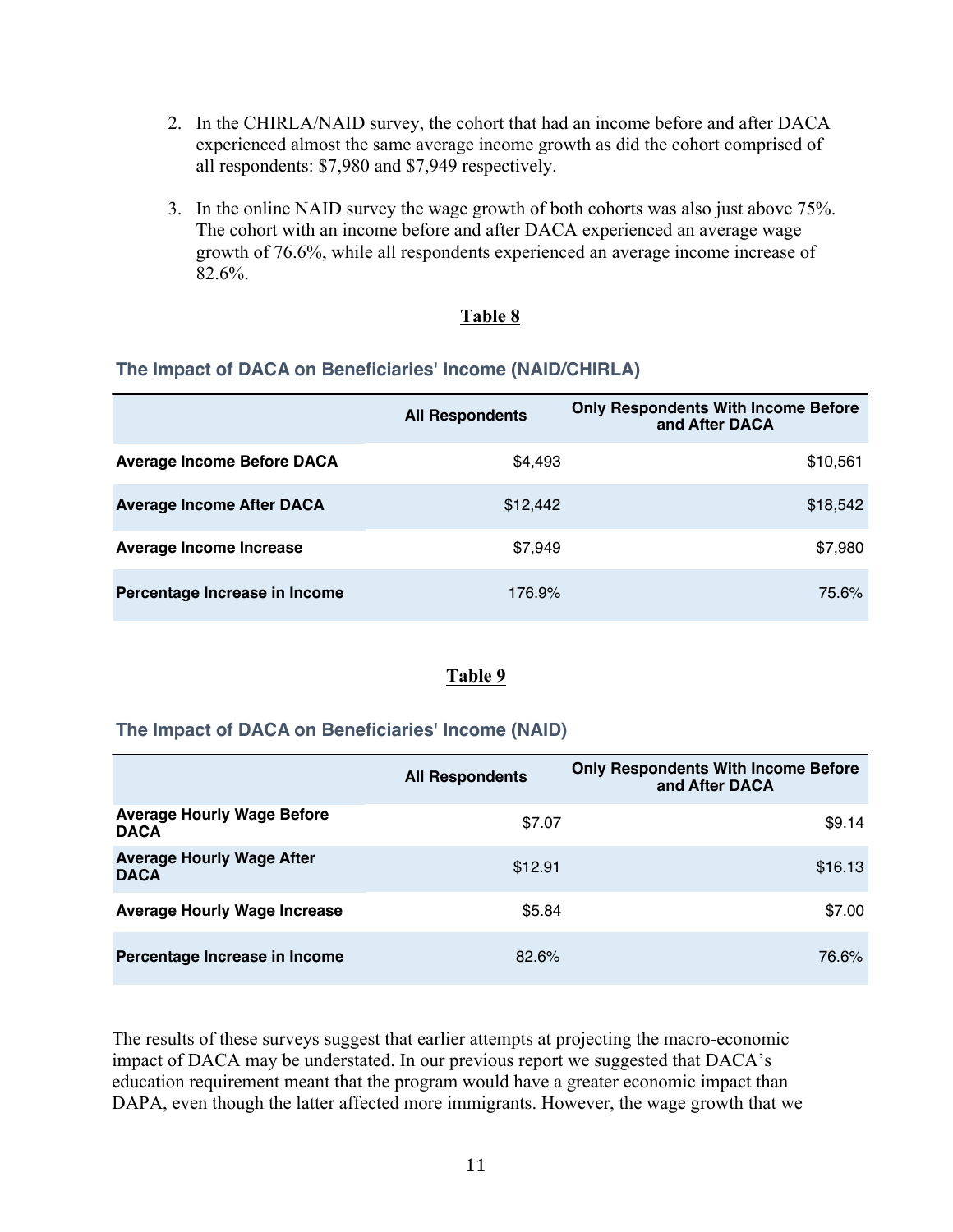2. In the CHIRLA/NAID survey, the cohort that had an income before and after DACA experienced almost the same average income growth as did the cohort comprised of all respondents: $7,980 and $7,949 respectively.

3. In the online NAID survey the wage growth of both cohorts was also just above 75%. The cohort with an income before and after DACA experienced an average wage growth of 76.6%, while all respondents experienced an average income increase of 82.6%.

**Table 8**

**The Impact of DACA on Beneficiaries' Income (NAID/CHIRLA)**

| | All Respondents | Only Respondents With Income Before and After DACA |
|---|---|---|
| **Average Income Before DACA** | $4,493 | $10,561 |
| **Average Income After DACA** | $12,442 | $18,542 |
| **Average Income Increase** | $7,949 | $7,980 |
| **Percentage Increase in Income** | 176.9% | 75.6% |

**Table 9**

**The Impact of DACA on Beneficiaries' Income (NAID)**

| | All Respondents | Only Respondents With Income Before and After DACA |
|---|---|---|
| **Average Hourly Wage Before DACA** | $7.07 | $9.14 |
| **Average Hourly Wage After DACA** | $12.91 | $16.13 |
| **Average Hourly Wage Increase** | $5.84 | $7.00 |
| **Percentage Increase in Income** | 82.6% | 76.6% |

The results of these surveys suggest that earlier attempts at projecting the macro-economic impact of DACA may be understated. In our previous report we suggested that DACA's education requirement meant that the program would have a greater economic impact than DAPA, even though the latter affected more immigrants. However, the wage growth that we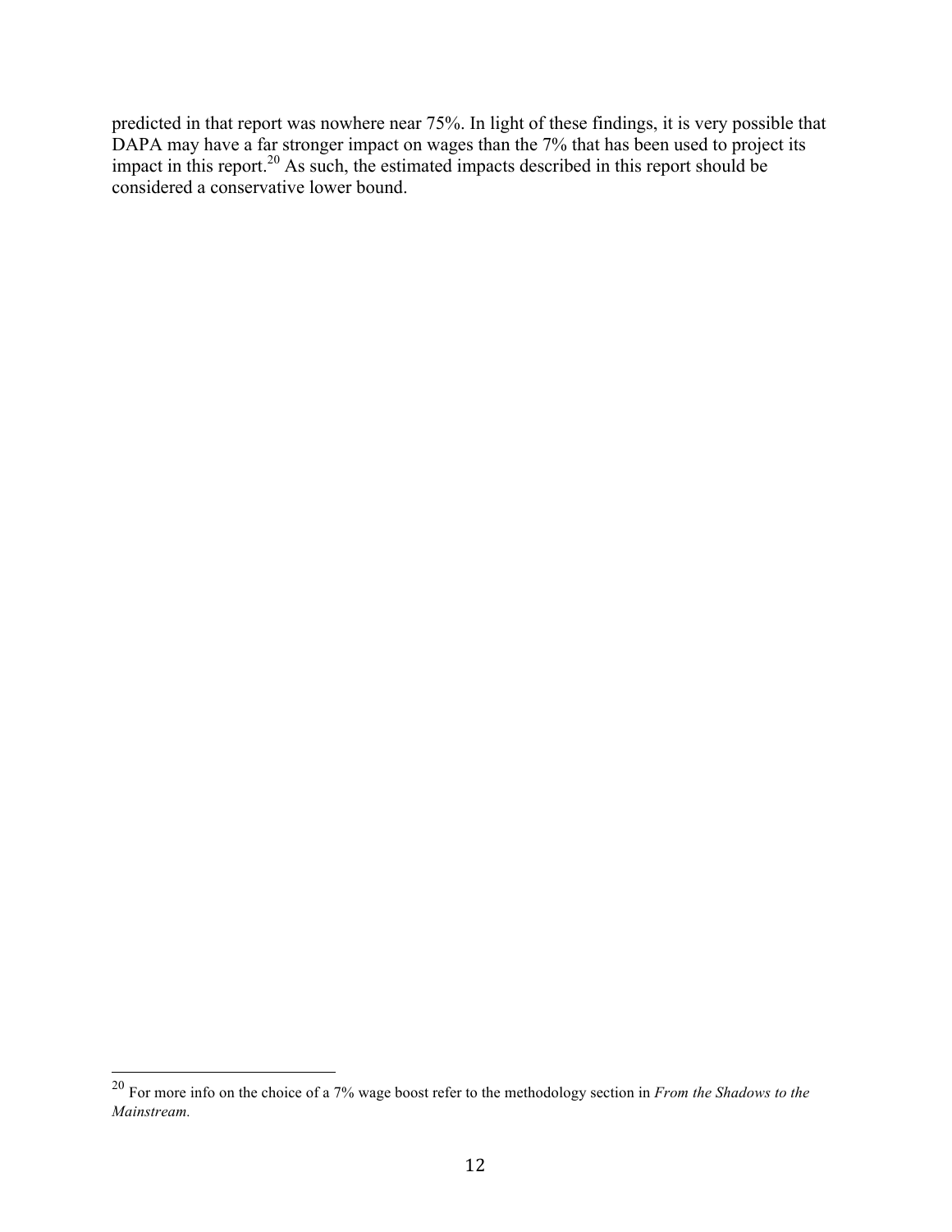predicted in that report was nowhere near 75%. In light of these findings, it is very possible that DAPA may have a far stronger impact on wages than the 7% that has been used to project its impact in this report.[20] As such, the estimated impacts described in this report should be considered a conservative lower bound.

---

[20] For more info on the choice of a 7% wage boost refer to the methodology section in *From the Shadows to the Mainstream.*